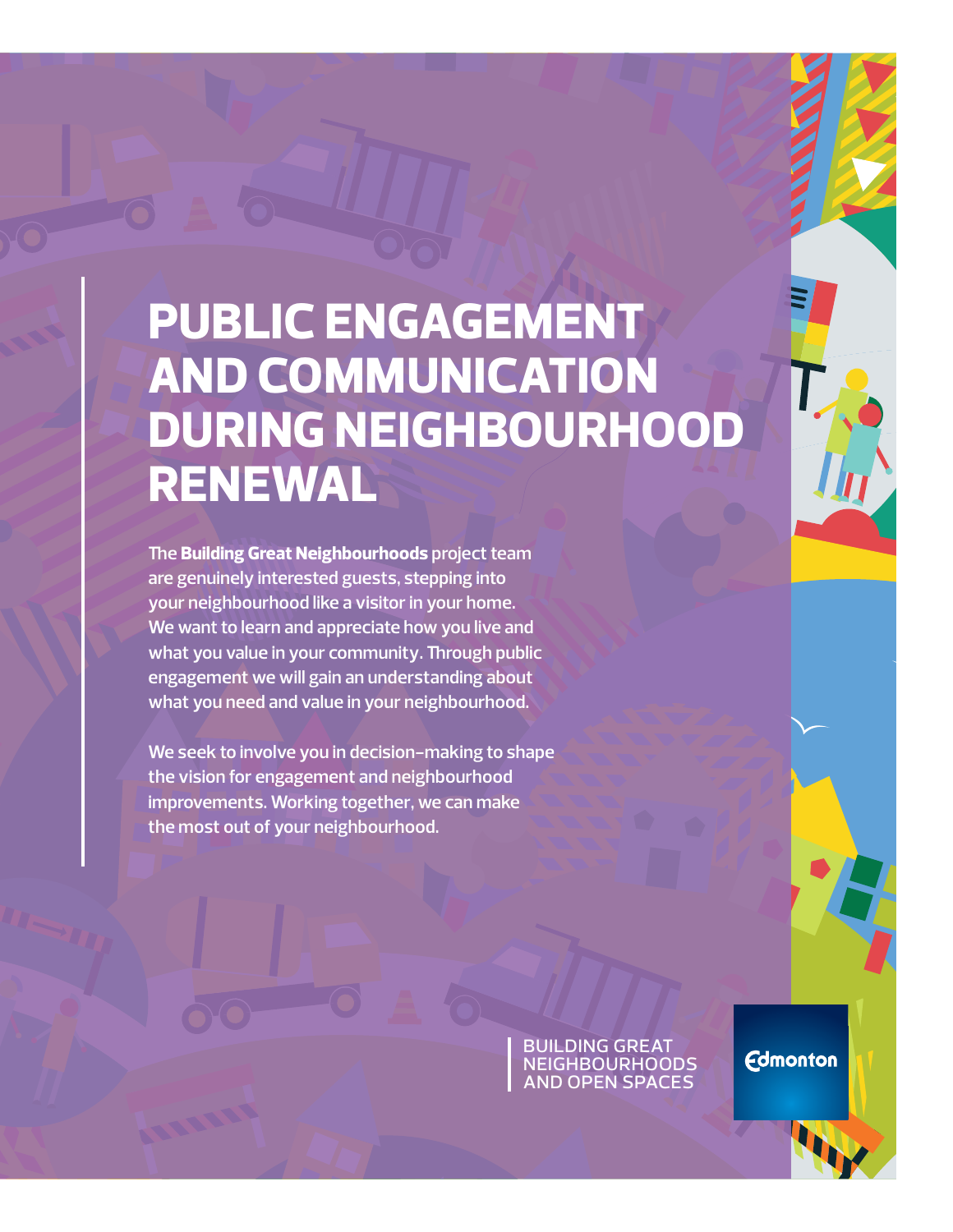# PUBLIC ENGAGEMENT AND COMMUNICATION DURING NEIGHBOURHOOD RENEWAL

The **Building Great Neighbourhoods** project team are genuinely interested guests, stepping into your neighbourhood like a visitor in your home. We want to learn and appreciate how you live and what you value in your community. Through public engagement we will gain an understanding about what you need and value in your neighbourhood.

We seek to involve you in decision-making to shape the vision for engagement and neighbourhood improvements. Working together, we can make the most out of your neighbourhood.

BUILDING GREAT NEIGHBOURHOODS AND OPEN SPACES

Edmonton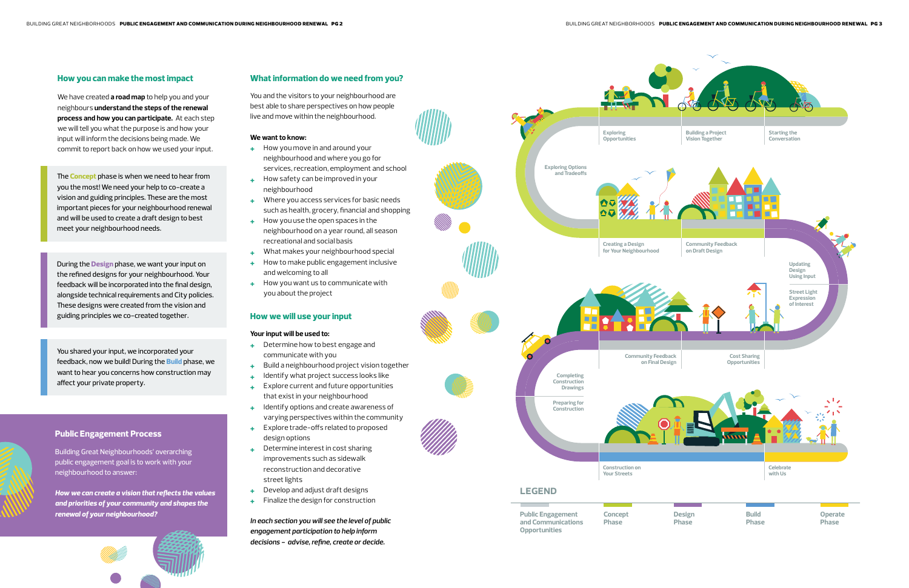## How you can make the most impact

We have created **a road map** to help you and your neighbours **understand the steps of the renewal process and how you can participate.** At each step we will tell you what the purpose is and how your input will inform the decisions being made. We commit to report back on how we used your input.

The **Concept** phase is when we need to hear from you the most! We need your help to co-create a vision and guiding principles. These are the most important pieces for your neighbourhood renewal and will be used to create a draft design to best meet your neighbourhood needs.

During the **Design** phase, we want your input on the refined designs for your neighbourhood. Your feedback will be incorporated into the final design, alongside technical requirements and City policies. These designs were created from the vision and guiding principles we co-created together.

You shared your input, we incorporated your feedback, now we build! During the **Build** phase, we want to hear you concerns how construction may affect your private property.

### Public Engagement Process

Building Great Neighbourhoods' overarching public engagement goal is to work with your neighbourhood to answer:

***How we can create a vision that reflects the values and priorities of your community and shapes the renewal of your neighbourhood?***

## What information do we need from you?

You and the visitors to your neighbourhood are best able to share perspectives on how people live and move within the neighbourhood.

**We want to know:**

+ How you move in and around your neighbourhood and where you go for services, recreation, employment and school
+ How safety can be improved in your neighbourhood
+ Where you access services for basic needs such as health, grocery, financial and shopping
+ How you use the open spaces in the neighbourhood on a year round, all season recreational and social basis
+ What makes your neighbourhood special
+ How to make public engagement inclusive and welcoming to all
+ How you want us to communicate with you about the project

## How we will use your input

**Your input will be used to:**

+ Determine how to best engage and communicate with you
+ Build a neighbourhood project vision together
+ Identify what project success looks like
+ Explore current and future opportunities that exist in your neighbourhood
+ Identify options and create awareness of varying perspectives within the community
+ Explore trade-offs related to proposed design options
+ Determine interest in cost sharing improvements such as sidewalk reconstruction and decorative street lights
+ Develop and adjust draft designs
+ Finalize the design for construction

*In each section you will see the level of public engagement participation to help inform decisions – advise, refine, create or decide.*

Starting the Conversation

Building a Project Vision Together

Exploring Opportunities

Exploring Options and Tradeoffs

Creating a Design for Your Neighbourhood

Community Feedback on Draft Design

Updating Design Using Input

Street Light Expression of Interest

Cost Sharing Opportunities

Community Feedback on Final Design

Completing Construction Drawings

Preparing for Construction

Construction on Your Streets

Celebrate with Us

### LEGEND

- Public Engagement and Communications Opportunities
- Concept Phase
- Design Phase
- Build Phase
- Operate Phase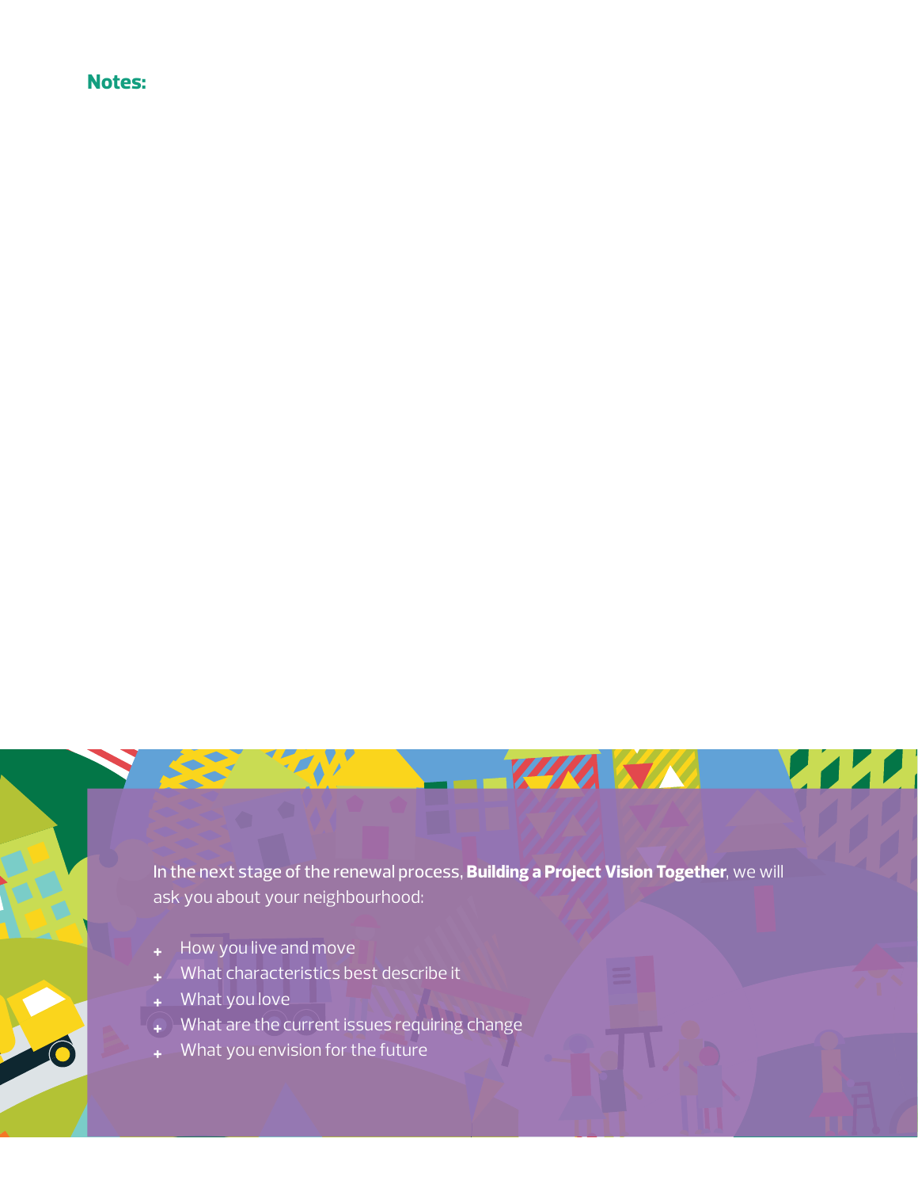**Notes:**

In the next stage of the renewal process, **Building a Project Vision Together**, we will ask you about your neighbourhood:

- How you live and move
- What characteristics best describe it
- What you love
- What are the current issues requiring change
- What you envision for the future